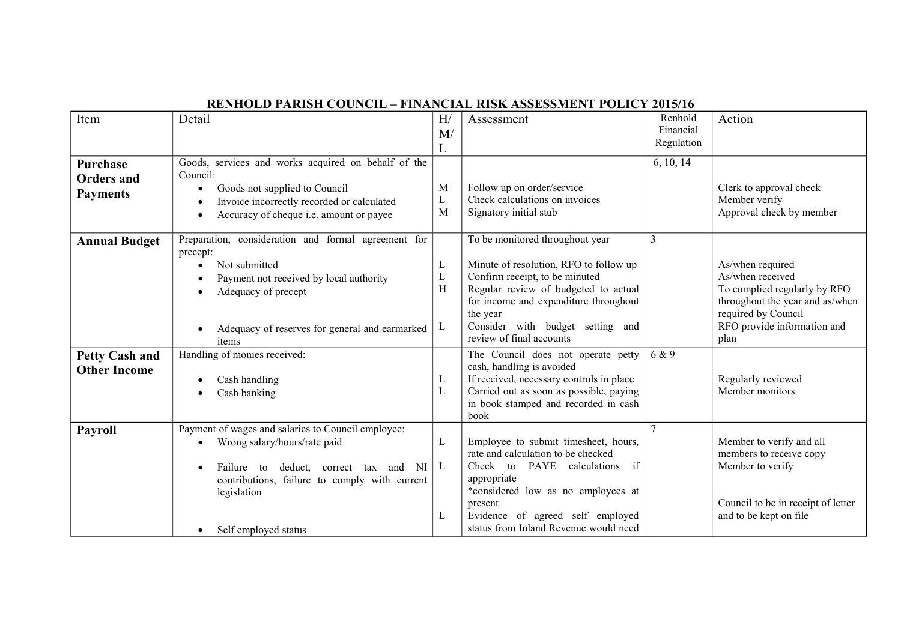# RENHOLD PARISH COUNCIL – FINANCIAL RISK ASSESSMENT POLICY 2015/16

| Item | Detail | H/M/L | Assessment | Renhold Financial Regulation | Action |
|---|---|---|---|---|---|
| **Purchase Orders and Payments** | Goods, services and works acquired on behalf of the Council: | | | 6, 10, 14 | |
| | • Goods not supplied to Council | M | Follow up on order/service | | Clerk to approval check |
| | • Invoice incorrectly recorded or calculated | L | Check calculations on invoices | | Member verify |
| | • Accuracy of cheque i.e. amount or payee | M | Signatory initial stub | | Approval check by member |
| **Annual Budget** | Preparation, consideration and formal agreement for precept: | | To be monitored throughout year | 3 | |
| | • Not submitted | L | Minute of resolution, RFO to follow up | | As/when required |
| | • Payment not received by local authority | L | Confirm receipt, to be minuted | | As/when received |
| | • Adequacy of precept | H | Regular review of budgeted to actual for income and expenditure throughout the year | | To complied regularly by RFO throughout the year and as/when required by Council |
| | • Adequacy of reserves for general and earmarked items | L | Consider with budget setting and review of final accounts | | RFO provide information and plan |
| **Petty Cash and Other Income** | Handling of monies received: | | The Council does not operate petty cash, handling is avoided | 6 & 9 | |
| | • Cash handling | L | If received, necessary controls in place | | Regularly reviewed |
| | • Cash banking | L | Carried out as soon as possible, paying in book stamped and recorded in cash book | | Member monitors |
| **Payroll** | Payment of wages and salaries to Council employee: | | | 7 | |
| | • Wrong salary/hours/rate paid | L | Employee to submit timesheet, hours, rate and calculation to be checked | | Member to verify and all members to receive copy |
| | • Failure to deduct, correct tax and NI contributions, failure to comply with current legislation | L | Check to PAYE calculations if appropriate *considered low as no employees at present | | Member to verify |
| | • Self employed status | L | Evidence of agreed self employed status from Inland Revenue would need | | Council to be in receipt of letter and to be kept on file |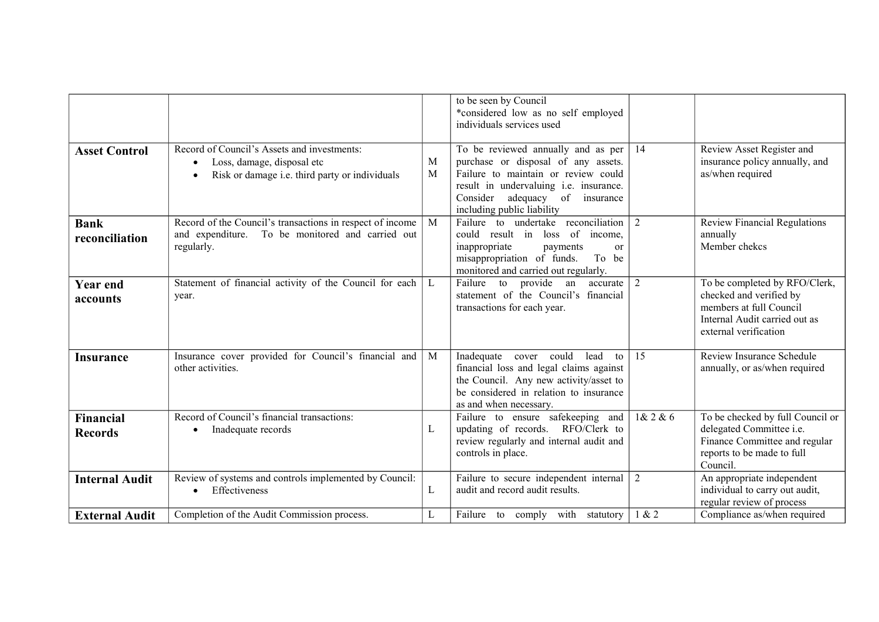| | | | | | |
|---|---|---|---|---|---|
| | | | to be seen by Council<br>*considered low as no self employed individuals services used | | |
| **Asset Control** | Record of Council's Assets and investments:<br>• Loss, damage, disposal etc<br>• Risk or damage i.e. third party or individuals | M<br>M | To be reviewed annually and as per purchase or disposal of any assets. Failure to maintain or review could result in undervaluing i.e. insurance. Consider adequacy of insurance including public liability | 14 | Review Asset Register and insurance policy annually, and as/when required |
| **Bank reconciliation** | Record of the Council's transactions in respect of income and expenditure. To be monitored and carried out regularly. | M | Failure to undertake reconciliation could result in loss of income, inappropriate payments or misappropriation of funds. To be monitored and carried out regularly. | 2 | Review Financial Regulations annually<br>Member chekcs |
| **Year end accounts** | Statement of financial activity of the Council for each year. | L | Failure to provide an accurate statement of the Council's financial transactions for each year. | 2 | To be completed by RFO/Clerk, checked and verified by members at full Council<br>Internal Audit carried out as external verification |
| **Insurance** | Insurance cover provided for Council's financial and other activities. | M | Inadequate cover could lead to financial loss and legal claims against the Council. Any new activity/asset to be considered in relation to insurance as and when necessary. | 15 | Review Insurance Schedule annually, or as/when required |
| **Financial Records** | Record of Council's financial transactions:<br>• Inadequate records | L | Failure to ensure safekeeping and updating of records. RFO/Clerk to review regularly and internal audit and controls in place. | 1& 2 & 6 | To be checked by full Council or delegated Committee i.e. Finance Committee and regular reports to be made to full Council. |
| **Internal Audit** | Review of systems and controls implemented by Council:<br>• Effectiveness | L | Failure to secure independent internal audit and record audit results. | 2 | An appropriate independent individual to carry out audit, regular review of process |
| **External Audit** | Completion of the Audit Commission process. | L | Failure to comply with statutory | 1 & 2 | Compliance as/when required |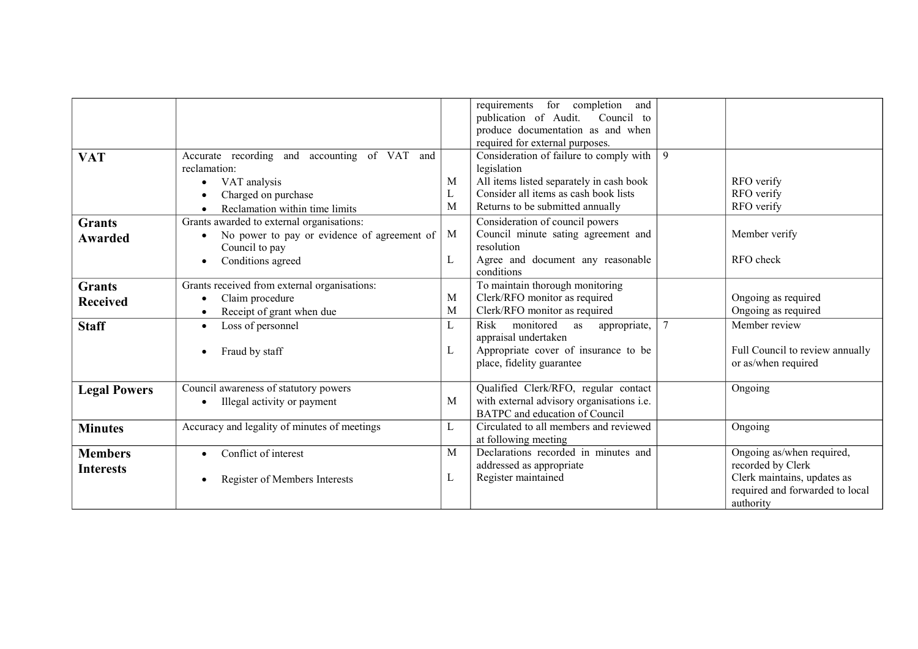| | | | | | |
|---|---|---|---|---|---|
| | | | requirements for completion and publication of Audit. Council to produce documentation as and when required for external purposes. | | |
| **VAT** | Accurate recording and accounting of VAT and reclamation:<br>• VAT analysis<br>• Charged on purchase<br>• Reclamation within time limits | <br>M<br>L<br>M | Consideration of failure to comply with legislation<br>All items listed separately in cash book<br>Consider all items as cash book lists<br>Returns to be submitted annually | 9 | <br>RFO verify<br>RFO verify<br>RFO verify |
| **Grants Awarded** | Grants awarded to external organisations:<br>• No power to pay or evidence of agreement of Council to pay<br>• Conditions agreed | <br>M<br><br>L | Consideration of council powers<br>Council minute sating agreement and resolution<br>Agree and document any reasonable conditions | | <br>Member verify<br><br>RFO check |
| **Grants Received** | Grants received from external organisations:<br>• Claim procedure<br>• Receipt of grant when due | <br>M<br>M | To maintain thorough monitoring<br>Clerk/RFO monitor as required<br>Clerk/RFO monitor as required | | <br>Ongoing as required<br>Ongoing as required |
| **Staff** | • Loss of personnel<br><br>• Fraud by staff | L<br><br>L | Risk monitored as appropriate, appraisal undertaken<br>Appropriate cover of insurance to be place, fidelity guarantee | 7 | Member review<br><br>Full Council to review annually or as/when required |
| **Legal Powers** | Council awareness of statutory powers<br>• Illegal activity or payment | <br>M | Qualified Clerk/RFO, regular contact with external advisory organisations i.e. BATPC and education of Council | | Ongoing |
| **Minutes** | Accuracy and legality of minutes of meetings | L | Circulated to all members and reviewed at following meeting | | Ongoing |
| **Members Interests** | • Conflict of interest<br><br>• Register of Members Interests | M<br><br>L | Declarations recorded in minutes and addressed as appropriate<br>Register maintained | | Ongoing as/when required, recorded by Clerk<br>Clerk maintains, updates as required and forwarded to local authority |